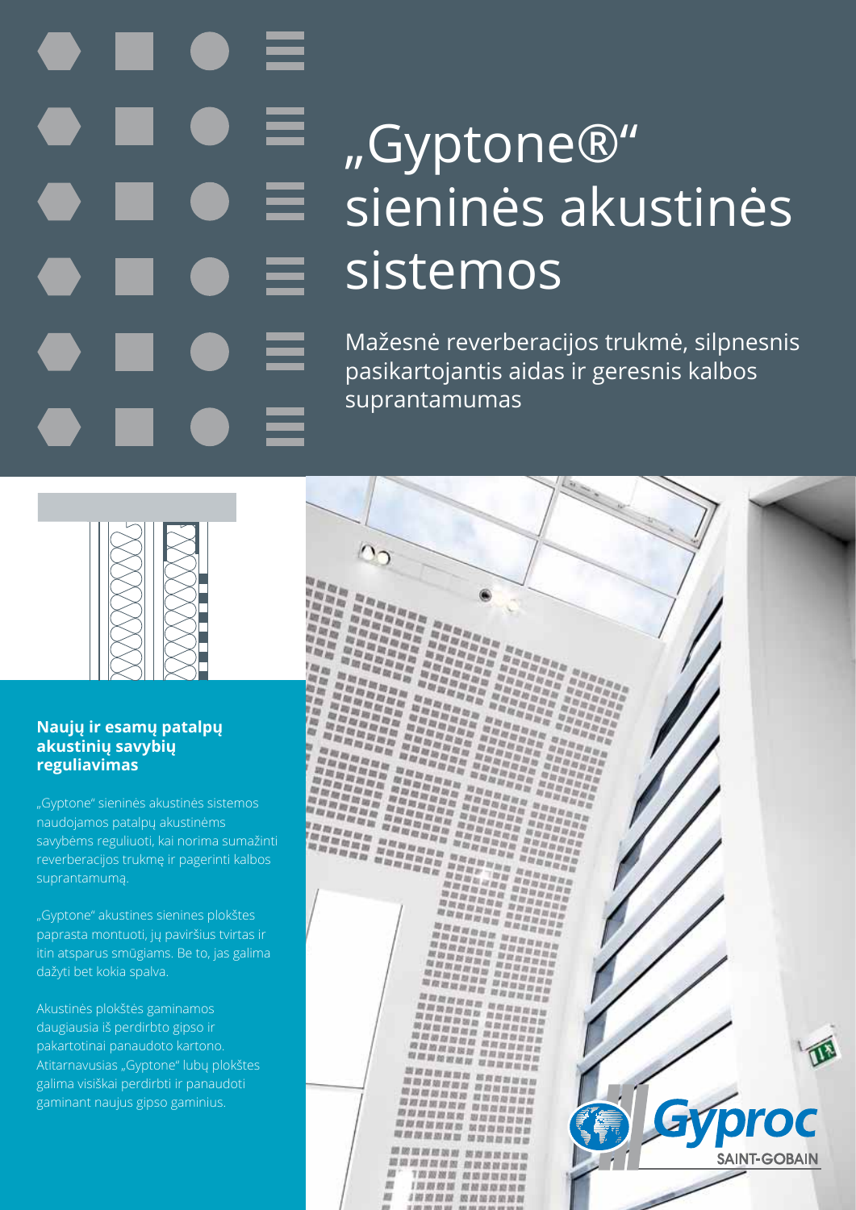# „Gyptone®“ sieninės akustinės sistemos

Mažesnė reverberacijos trukmė, silpnesnis pasikartojantis aidas ir geresnis kalbos suprantamumas

### Naujų ir esamų patalpų akustinių savybių reguliavimas

„Gyptone“ sieninės akustinės sistemos naudojamos patalpų akustinėms savybėms reguliuoti, kai norima sumažinti reverberacijos trukmę ir pagerinti kalbos suprantamumą.

„Gyptone“ akustines sienines plokštes paprasta montuoti, jų paviršius tvirtas ir itin atsparus smūgiams. Be to, jas galima dažyti bet kokia spalva.

Akustinės plokštės gaminamos daugiausia iš perdirbto gipso ir pakartotinai panaudoto kartono. Atitarnavusias „Gyptone“ lubų plokštes galima visiškai perdirbti ir panaudoti gaminant naujus gipso gaminius.

Gyproc SAINT-GOBAIN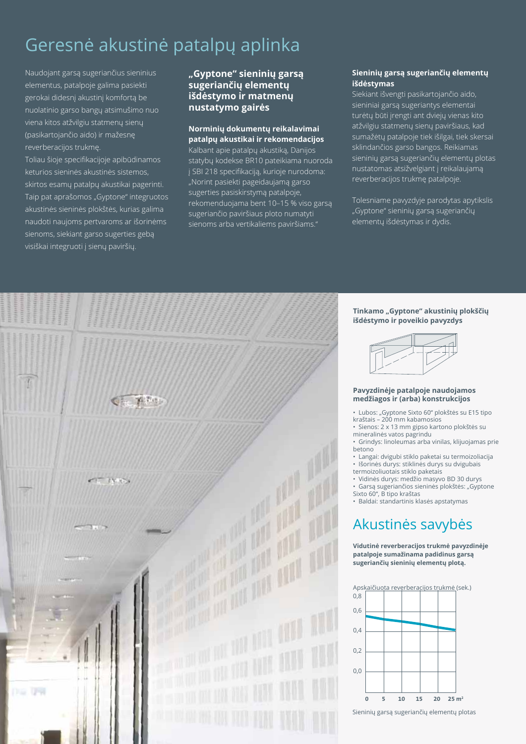# Geresnė akustinė patalpų aplinka

Naudojant garsą sugeriančius sieninius elementus, patalpoje galima pasiekti gerokai didesnį akustinį komfortą be nuolatinio garso bangų atsimušimo nuo viena kitos atžvilgiu statmenų sienų (pasikartojančio aido) ir mažesnę reverberacijos trukmę.

Toliau šioje specifikacijoje apibūdinamos keturios sieninės akustinės sistemos, skirtos esamų patalpų akustikai pagerinti. Taip pat aprašomos „Gyptone" integruotos akustinės sieninės plokštės, kurias galima naudoti naujoms pertvaroms ar išorinėms sienoms, siekiant garso sugerties gebą visiškai integruoti į sienų paviršių.

## „Gyptone" sieninių garsą sugeriančių elementų išdėstymo ir matmenų nustatymo gairės

### Norminių dokumentų reikalavimai patalpų akustikai ir rekomendacijos

Kalbant apie patalpų akustiką, Danijos statybų kodekse BR10 pateikiama nuoroda į SBI 218 specifikaciją, kurioje nurodoma: „Norint pasiekti pageidaujamą garso sugerties pasiskirstymą patalpoje, rekomenduojama bent 10–15 % viso garsą sugeriančio paviršiaus ploto numatyti sienoms arba vertikaliems paviršiams."

### Sieninių garsą sugeriančių elementų išdėstymas

Siekiant išvengti pasikartojančio aido, sieniniai garsą sugeriantys elementai turėtų būti įrengti ant dviejų viena kito atžvilgiu statmenų sienų paviršiaus, kad sumažėtų patalpoje tiek išilgai, tiek skersai sklindančios garso bangos. Reikiamas sieninių garsą sugeriančių elementų plotas nustatomas atsižvelgiant į reikalaujamą reverberacijos trukmę patalpoje.

Tolesniame pavyzdyje parodytas apytikslis „Gyptone" sieninių garsą sugeriančių elementų išdėstymas ir dydis.

### Tinkamo „Gyptone" akustinių plokščių išdėstymo ir poveikio pavyzdys

### Pavyzdinėje patalpoje naudojamos medžiagos ir (arba) konstrukcijos

- Lubos: „Gyptone Sixto 60" plokštės su E15 tipo kraštais – 200 mm kabamosios
- Sienos: 2 x 13 mm gipso kartono plokštės su mineralinės vatos pagrindu
- Grindys: linoleumas arba vinilas, klijuojamas prie betono
- Langai: dvigubi stiklo paketai su termoizoliacija
- Išorinės durys: stiklinės durys su dvigubais termoizoliuotais stiklo paketais
- Vidinės durys: medžio masyvo BD 30 durys
- Garsą sugeriančios sieninės plokštės: „Gyptone Sixto 60", B tipo kraštas
- Baldai: standartinis klasės apstatymas

# Akustinės savybės

**Vidutinė reverberacijos trukmė pavyzdinėje patalpoje sumažinama padidinus garsą sugeriančių sieninių elementų plotą.**

Apskaičiuota reverberacijos trukmė (sek.)

Sieninių garsą sugeriančių elementų plotas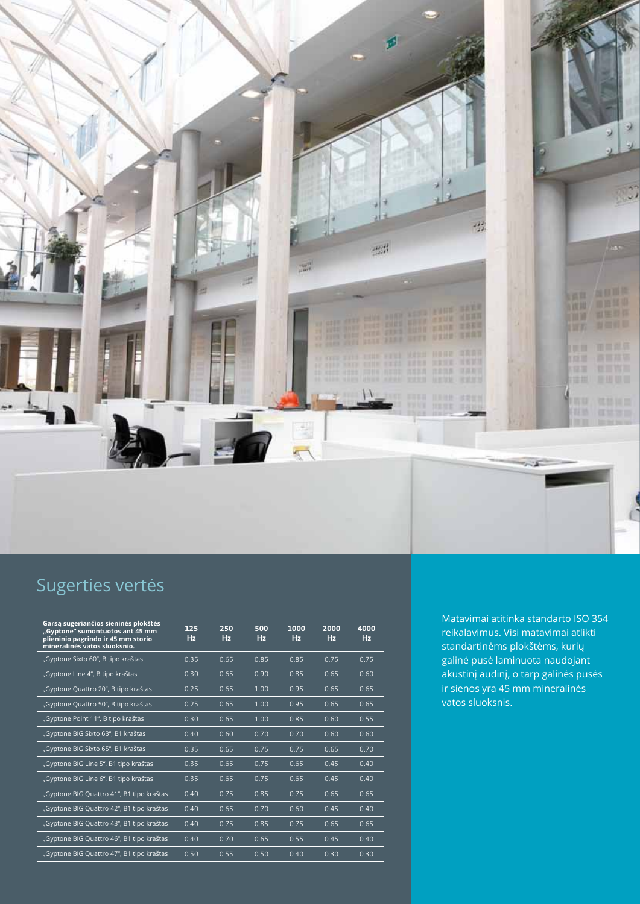## Sugerties vertės

| Garsą sugeriančios sieninės plokštės „Gyptone“ sumontuotos ant 45 mm plieninio pagrindo ir 45 mm storio mineralinės vatos sluoksnio. | 125 Hz | 250 Hz | 500 Hz | 1000 Hz | 2000 Hz | 4000 Hz |
|---|---|---|---|---|---|---|
| „Gyptone Sixto 60“, B tipo kraštas | 0.35 | 0.65 | 0.85 | 0.85 | 0.75 | 0.75 |
| „Gyptone Line 4“, B tipo kraštas | 0.30 | 0.65 | 0.90 | 0.85 | 0.65 | 0.60 |
| „Gyptone Quattro 20“, B tipo kraštas | 0.25 | 0.65 | 1.00 | 0.95 | 0.65 | 0.65 |
| „Gyptone Quattro 50“, B tipo kraštas | 0.25 | 0.65 | 1.00 | 0.95 | 0.65 | 0.65 |
| „Gyptone Point 11“, B tipo kraštas | 0.30 | 0.65 | 1.00 | 0.85 | 0.60 | 0.55 |
| „Gyptone BIG Sixto 63“, B1 kraštas | 0.40 | 0.60 | 0.70 | 0.70 | 0.60 | 0.60 |
| „Gyptone BIG Sixto 65“, B1 kraštas | 0.35 | 0.65 | 0.75 | 0.75 | 0.65 | 0.70 |
| „Gyptone BIG Line 5“, B1 tipo kraštas | 0.35 | 0.65 | 0.75 | 0.65 | 0.45 | 0.40 |
| „Gyptone BIG Line 6“, B1 tipo kraštas | 0.35 | 0.65 | 0.75 | 0.65 | 0.45 | 0.40 |
| „Gyptone BIG Quattro 41“, B1 tipo kraštas | 0.40 | 0.75 | 0.85 | 0.75 | 0.65 | 0.65 |
| „Gyptone BIG Quattro 42“, B1 tipo kraštas | 0.40 | 0.65 | 0.70 | 0.60 | 0.45 | 0.40 |
| „Gyptone BIG Quattro 43“, B1 tipo kraštas | 0.40 | 0.75 | 0.85 | 0.75 | 0.65 | 0.65 |
| „Gyptone BIG Quattro 46“, B1 tipo kraštas | 0.40 | 0.70 | 0.65 | 0.55 | 0.45 | 0.40 |
| „Gyptone BIG Quattro 47“, B1 tipo kraštas | 0.50 | 0.55 | 0.50 | 0.40 | 0.30 | 0.30 |

Matavimai atitinka standarto ISO 354 reikalavimus. Visi matavimai atlikti standartinėms plokštėms, kurių galinė pusė laminuota naudojant akustinį audinį, o tarp galinės pusės ir sienos yra 45 mm mineralinės vatos sluoksnis.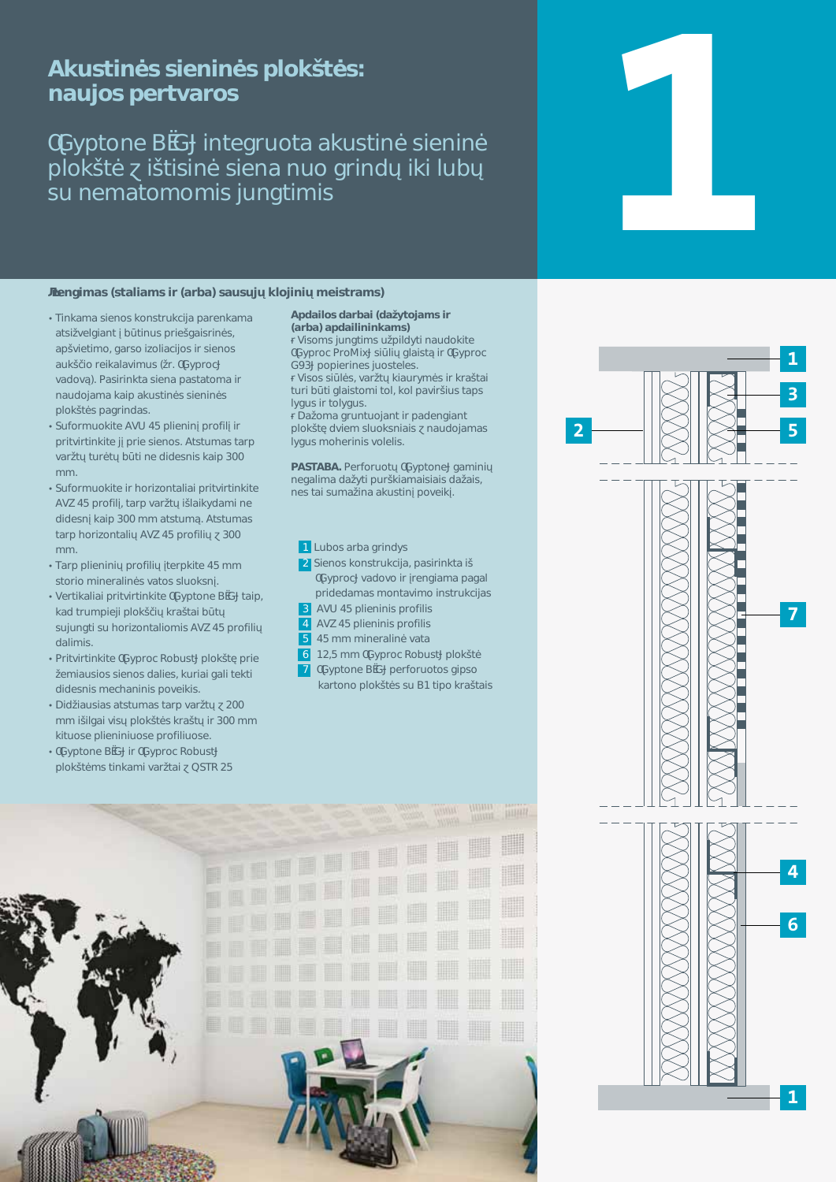# Akustinės sieninės plokštės: naujos pertvaros

## ŒGyptone BĔGĵ integruota akustinė sieninė plokštė ζ ištisinė siena nuo grindų iki lubų su nematomomis jungtimis

**Įrengimas (staliams ir (arba) sausųjų klojinių meistrams)**

- Tinkama sienos konstrukcija parenkama atsižvelgiant į būtinus priešgaisrinės, apšvietimo, garso izoliacijos ir sienos aukščio reikalavimus (žr. ŒGyprocĵ vadovą). Pasirinkta siena pastatoma ir naudojama kaip akustinės sieninės plokštės pagrindas.
- Suformuokite AVU 45 plieninį profilį ir pritvirtinkite jį prie sienos. Atstumas tarp varžtų turėtų būti ne didesnis kaip 300 mm.
- Suformuokite ir horizontaliai pritvirtinkite AVZ 45 profilį, tarp varžtų išlaikydami ne didesnį kaip 300 mm atstumą. Atstumas tarp horizontalių AVZ 45 profilių ζ 300 mm.
- Tarp plieninių profilių įterpkite 45 mm storio mineralinės vatos sluoksnį.
- Vertikaliai pritvirtinkite ŒGyptone BĔGĵ taip, kad trumpieji plokščių kraštai būtų sujungti su horizontaliomis AVZ 45 profilių dalimis.
- Pritvirtinkite ŒGyproc Robustĵ plokštę prie žemiausios sienos dalies, kuriai gali tekti didesnis mechaninis poveikis.
- Didžiausias atstumas tarp varžtų ζ 200 mm išilgai visų plokštės kraštų ir 300 mm kituose plieniniuose profiliuose.
- ŒGyptone BĔGĵ ir ŒGyproc Robustĵ plokštėms tinkami varžtai ζ QSTR 25

**Apdailos darbai (dažytojams ir (arba) apdailininkams)**

- Visoms jungtims užpildyti naudokite ŒGyproc ProMixĵ siūlių glaistą ir ŒGyproc G93ĵ popierines juosteles.
- Visos siūlės, varžtų kiaurymės ir kraštai turi būti glaistomi tol, kol paviršius taps lygus ir tolygus.
- Dažoma gruntuojant ir padengiant plokštę dviem sluoksniais ζ naudojamas lygus moherinis volelis.

**PASTABA.** Perforuotų ŒGyptoneĵ gaminių negalima dažyti purškiamaisiais dažais, nes tai sumažina akustinį poveikį.

1. Lubos arba grindys
2. Sienos konstrukcija, pasirinkta iš ŒGyprocĵ vadovo ir įrengiama pagal pridedamas montavimo instrukcijas
3. AVU 45 plieninis profilis
4. AVZ 45 plieninis profilis
5. 45 mm mineralinė vata
6. 12,5 mm ŒGyproc Robustĵ plokštė
7. ŒGyptone BĔGĵ perforuotos gipso kartono plokštės su B1 tipo kraštais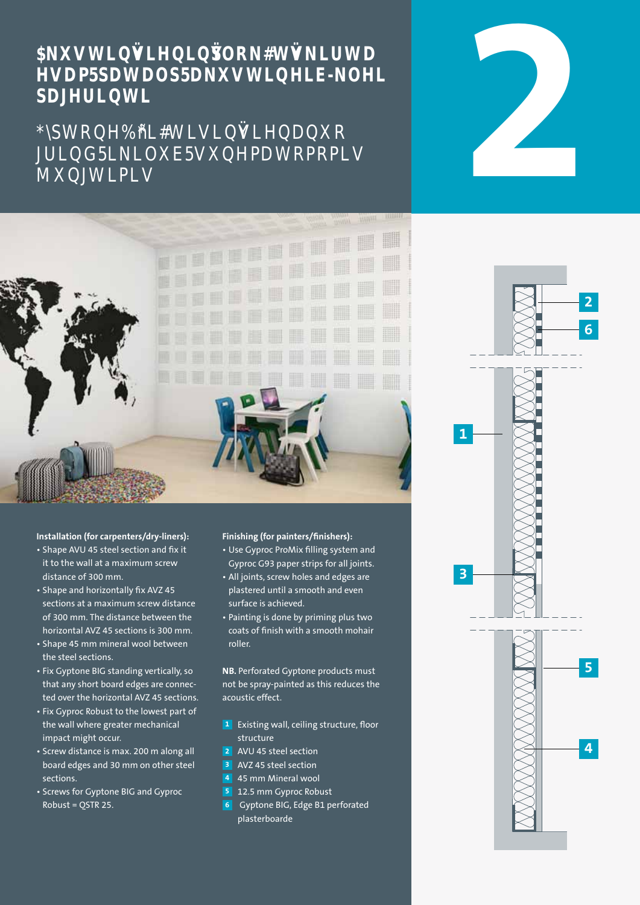# $NXVWLQŸLHQLQŸORN#WŸNLUWD HVDP5SDWDOS5DNXVWLQHLE-NOHL SDJHULQWL

## *\SWRQH%ńL#WLVLQŸLHQDQXR JULQG5LNLOXE5VXQHPDWRPRLV MXQJWLPLV

2

**Installation (for carpenters/dry-liners):**

- Shape AVU 45 steel section and fix it it to the wall at a maximum screw distance of 300 mm.
- Shape and horizontally fix AVZ 45 sections at a maximum screw distance of 300 mm. The distance between the horizontal AVZ 45 sections is 300 mm.
- Shape 45 mm mineral wool between the steel sections.
- Fix Gyptone BIG standing vertically, so that any short board edges are connected over the horizontal AVZ 45 sections.
- Fix Gyproc Robust to the lowest part of the wall where greater mechanical impact might occur.
- Screw distance is max. 200 m along all board edges and 30 mm on other steel sections.
- Screws for Gyptone BIG and Gyproc Robust = QSTR 25.

**Finishing (for painters/finishers):**

- Use Gyproc ProMix filling system and Gyproc G93 paper strips for all joints.
- All joints, screw holes and edges are plastered until a smooth and even surface is achieved.
- Painting is done by priming plus two coats of finish with a smooth mohair roller.

**NB.** Perforated Gyptone products must not be spray-painted as this reduces the acoustic effect.

1. Existing wall, ceiling structure, floor structure
2. AVU 45 steel section
3. AVZ 45 steel section
4. 45 mm Mineral wool
5. 12.5 mm Gyproc Robust
6. Gyptone BIG, Edge B1 perforated plasterboarde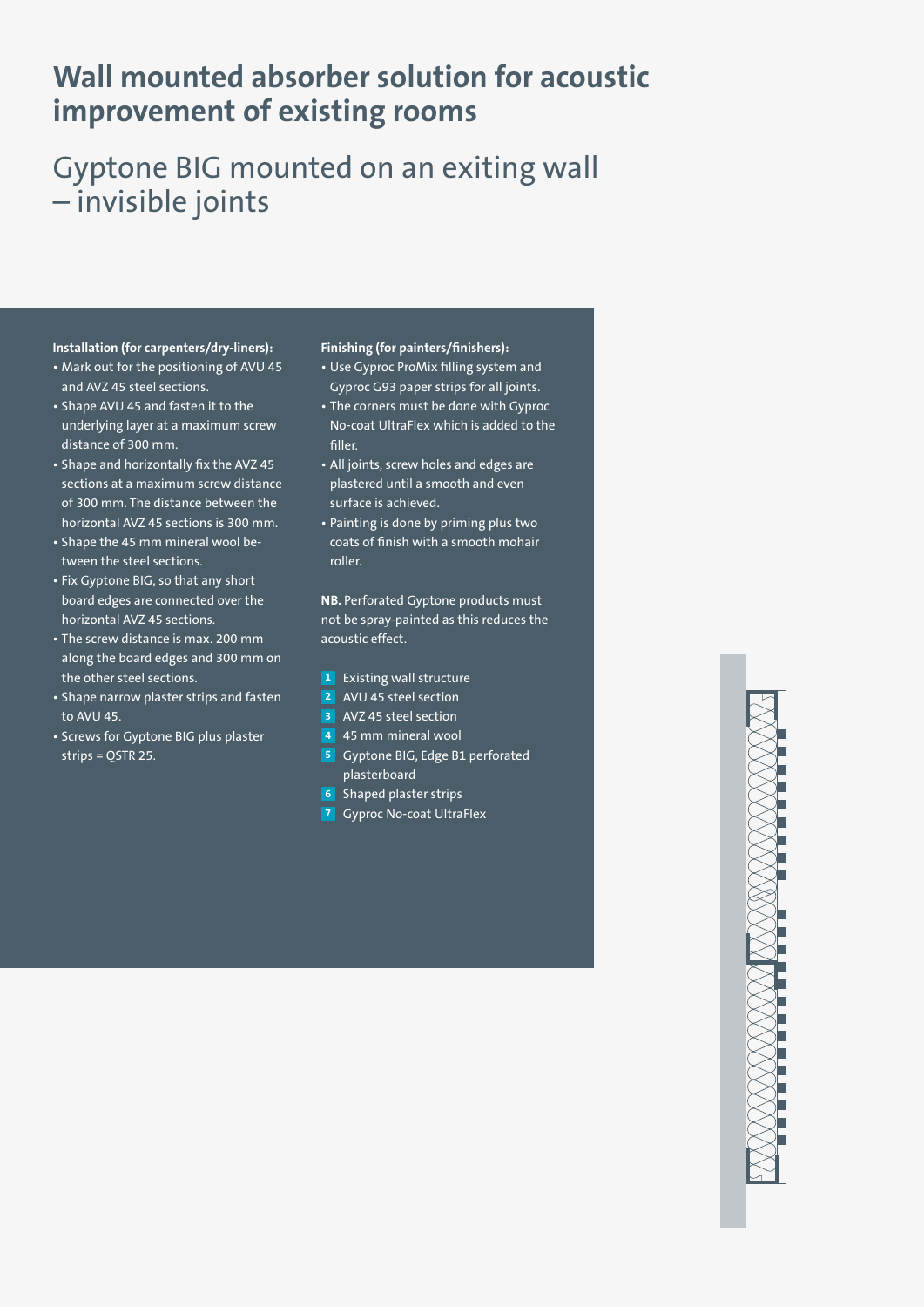# Wall mounted absorber solution for acoustic improvement of existing rooms

## Gyptone BIG mounted on an exiting wall – invisible joints

**Installation (for carpenters/dry-liners):**

- Mark out for the positioning of AVU 45 and AVZ 45 steel sections.
- Shape AVU 45 and fasten it to the underlying layer at a maximum screw distance of 300 mm.
- Shape and horizontally fix the AVZ 45 sections at a maximum screw distance of 300 mm. The distance between the horizontal AVZ 45 sections is 300 mm.
- Shape the 45 mm mineral wool between the steel sections.
- Fix Gyptone BIG, so that any short board edges are connected over the horizontal AVZ 45 sections.
- The screw distance is max. 200 mm along the board edges and 300 mm on the other steel sections.
- Shape narrow plaster strips and fasten to AVU 45.
- Screws for Gyptone BIG plus plaster strips = QSTR 25.

**Finishing (for painters/finishers):**

- Use Gyproc ProMix filling system and Gyproc G93 paper strips for all joints.
- The corners must be done with Gyproc No-coat UltraFlex which is added to the filler.
- All joints, screw holes and edges are plastered until a smooth and even surface is achieved.
- Painting is done by priming plus two coats of finish with a smooth mohair roller.

**NB.** Perforated Gyptone products must not be spray-painted as this reduces the acoustic effect.

1. Existing wall structure
2. AVU 45 steel section
3. AVZ 45 steel section
4. 45 mm mineral wool
5. Gyptone BIG, Edge B1 perforated plasterboard
6. Shaped plaster strips
7. Gyproc No-coat UltraFlex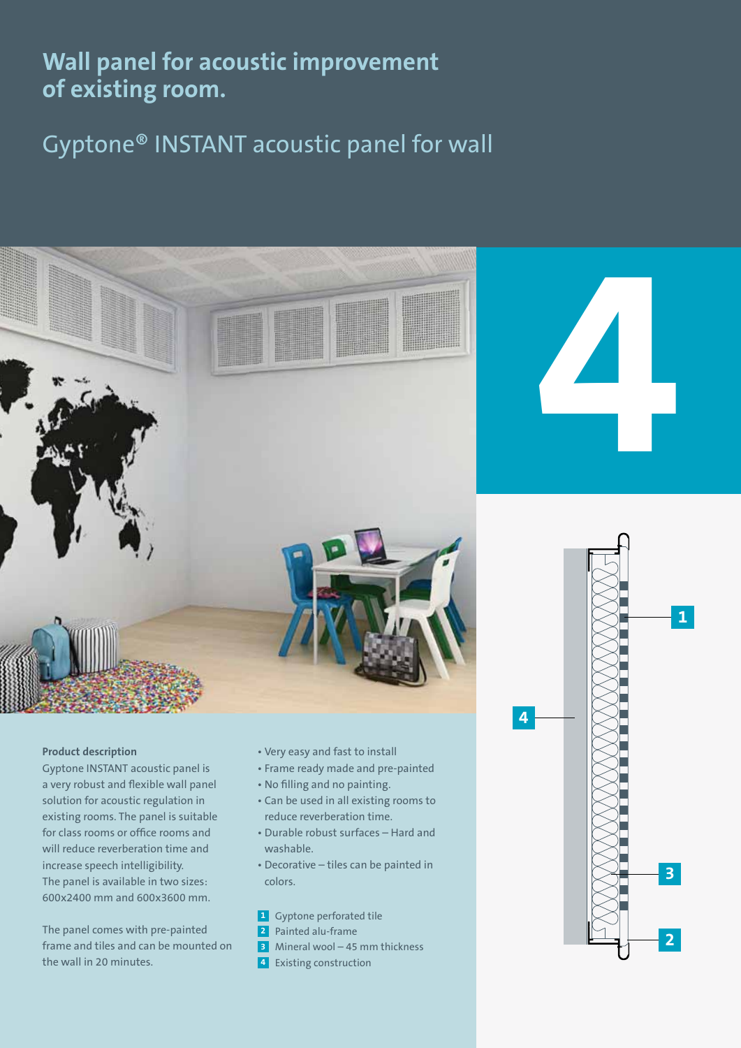# Wall panel for acoustic improvement of existing room.

## Gyptone® INSTANT acoustic panel for wall

4

**Product description**

Gyptone INSTANT acoustic panel is a very robust and flexible wall panel solution for acoustic regulation in existing rooms. The panel is suitable for class rooms or office rooms and will reduce reverberation time and increase speech intelligibility.
The panel is available in two sizes: 600x2400 mm and 600x3600 mm.

The panel comes with pre-painted frame and tiles and can be mounted on the wall in 20 minutes.

- Very easy and fast to install
- Frame ready made and pre-painted
- No filling and no painting.
- Can be used in all existing rooms to reduce reverberation time.
- Durable robust surfaces – Hard and washable.
- Decorative – tiles can be painted in colors.

1. Gyptone perforated tile
2. Painted alu-frame
3. Mineral wool – 45 mm thickness
4. Existing construction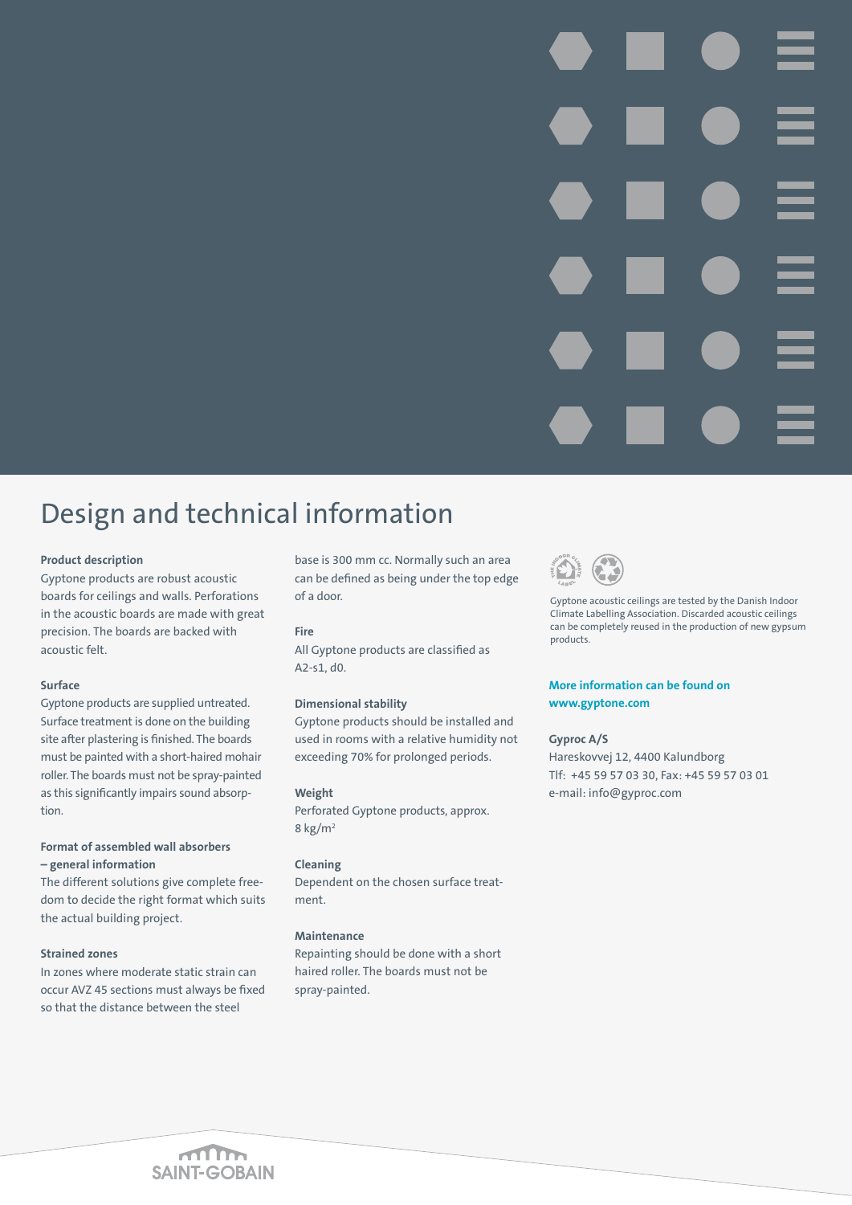# Design and technical information

**Product description**
Gyptone products are robust acoustic boards for ceilings and walls. Perforations in the acoustic boards are made with great precision. The boards are backed with acoustic felt.

**Surface**
Gyptone products are supplied untreated. Surface treatment is done on the building site after plastering is finished. The boards must be painted with a short-haired mohair roller. The boards must not be spray-painted as this significantly impairs sound absorption.

**Format of assembled wall absorbers – general information**
The different solutions give complete freedom to decide the right format which suits the actual building project.

**Strained zones**
In zones where moderate static strain can occur AVZ 45 sections must always be fixed so that the distance between the steel base is 300 mm cc. Normally such an area can be defined as being under the top edge of a door.

**Fire**
All Gyptone products are classified as A2-s1, d0.

**Dimensional stability**
Gyptone products should be installed and used in rooms with a relative humidity not exceeding 70% for prolonged periods.

**Weight**
Perforated Gyptone products, approx. 8 kg/m²

**Cleaning**
Dependent on the chosen surface treatment.

**Maintenance**
Repainting should be done with a short haired roller. The boards must not be spray-painted.

Gyptone acoustic ceilings are tested by the Danish Indoor Climate Labelling Association. Discarded acoustic ceilings can be completely reused in the production of new gypsum products.

**More information can be found on www.gyptone.com**

**Gyproc A/S**
Hareskovvej 12, 4400 Kalundborg
Tlf: +45 59 57 03 30, Fax: +45 59 57 03 01
e-mail: info@gyproc.com

SAINT-GOBAIN